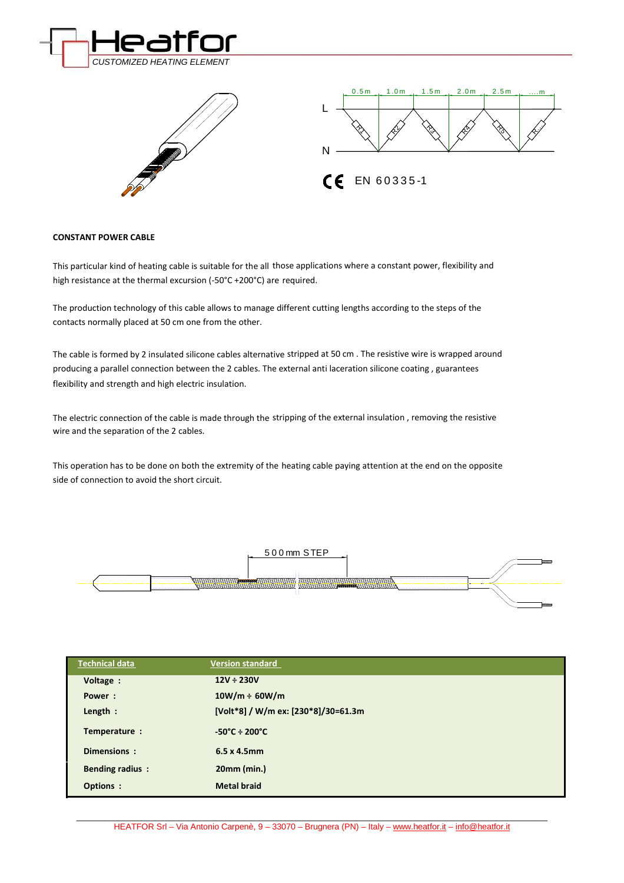# Heatfor

*CUSTOMIZED HEATING ELEMENT*

EN 60335-1

**CONSTANT POWER CABLE**

This particular kind of heating cable is suitable for the all those applications where a constant power, flexibility and high resistance at the thermal excursion (-50°C +200°C) are required.

The production technology of this cable allows to manage different cutting lengths according to the steps of the contacts normally placed at 50 cm one from the other.

The cable is formed by 2 insulated silicone cables alternative stripped at 50 cm . The resistive wire is wrapped around producing a parallel connection between the 2 cables. The external anti laceration silicone coating , guarantees flexibility and strength and high electric insulation.

The electric connection of the cable is made through the stripping of the external insulation , removing the resistive wire and the separation of the 2 cables.

This operation has to be done on both the extremity of the heating cable paying attention at the end on the opposite side of connection to avoid the short circuit.

| Technical data | Version standard |
| --- | --- |
| **Voltage :** | **12V ÷ 230V** |
| **Power :** | **10W/m ÷ 60W/m** |
| **Length :** | **[Volt*8] / W/m ex: [230*8]/30=61.3m** |
| **Temperature :** | **-50°C ÷ 200°C** |
| **Dimensions :** | **6.5 x 4.5mm** |
| **Bending radius :** | **20mm (min.)** |
| **Options :** | **Metal braid** |

HEATFOR Srl – Via Antonio Carpenè, 9 – 33070 – Brugnera (PN) – Italy – www.heatfor.it – info@heatfor.it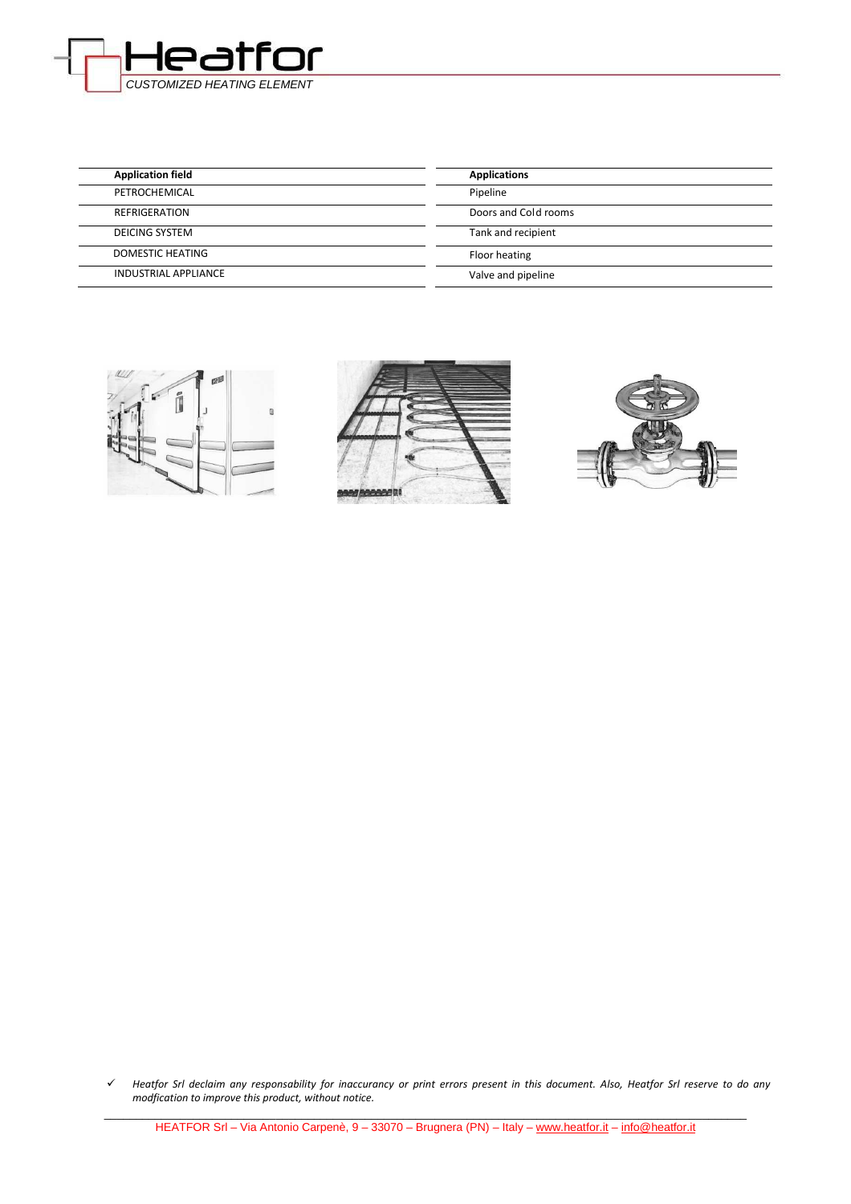| Application field | Applications |
|---|---|
| PETROCHEMICAL | Pipeline |
| REFRIGERATION | Doors and Cold rooms |
| DEICING SYSTEM | Tank and recipient |
| DOMESTIC HEATING | Floor heating |
| INDUSTRIAL APPLIANCE | Valve and pipeline |

- ✓ *Heatfor Srl declaim any responsability for inaccurancy or print errors present in this document. Also, Heatfor Srl reserve to do any modfication to improve this product, without notice.*

HEATFOR Srl – Via Antonio Carpenè, 9 – 33070 – Brugnera (PN) – Italy – www.heatfor.it – info@heatfor.it